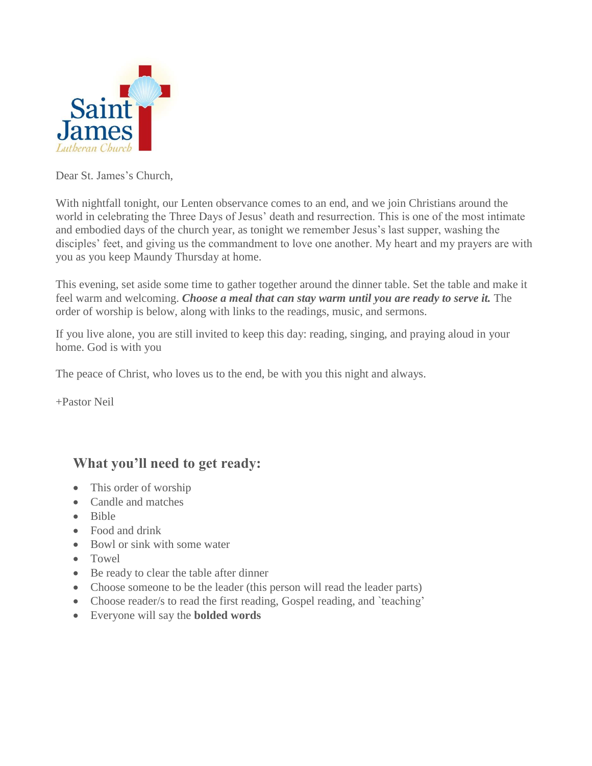Saint James Lutheran Church

Dear St. James's Church,

With nightfall tonight, our Lenten observance comes to an end, and we join Christians around the world in celebrating the Three Days of Jesus' death and resurrection. This is one of the most intimate and embodied days of the church year, as tonight we remember Jesus's last supper, washing the disciples' feet, and giving us the commandment to love one another. My heart and my prayers are with you as you keep Maundy Thursday at home.

This evening, set aside some time to gather together around the dinner table. Set the table and make it feel warm and welcoming. ***Choose a meal that can stay warm until you are ready to serve it.*** The order of worship is below, along with links to the readings, music, and sermons.

If you live alone, you are still invited to keep this day: reading, singing, and praying aloud in your home. God is with you

The peace of Christ, who loves us to the end, be with you this night and always.

+Pastor Neil

## What you'll need to get ready:

- This order of worship
- Candle and matches
- Bible
- Food and drink
- Bowl or sink with some water
- Towel
- Be ready to clear the table after dinner
- Choose someone to be the leader (this person will read the leader parts)
- Choose reader/s to read the first reading, Gospel reading, and `teaching'
- Everyone will say the **bolded words**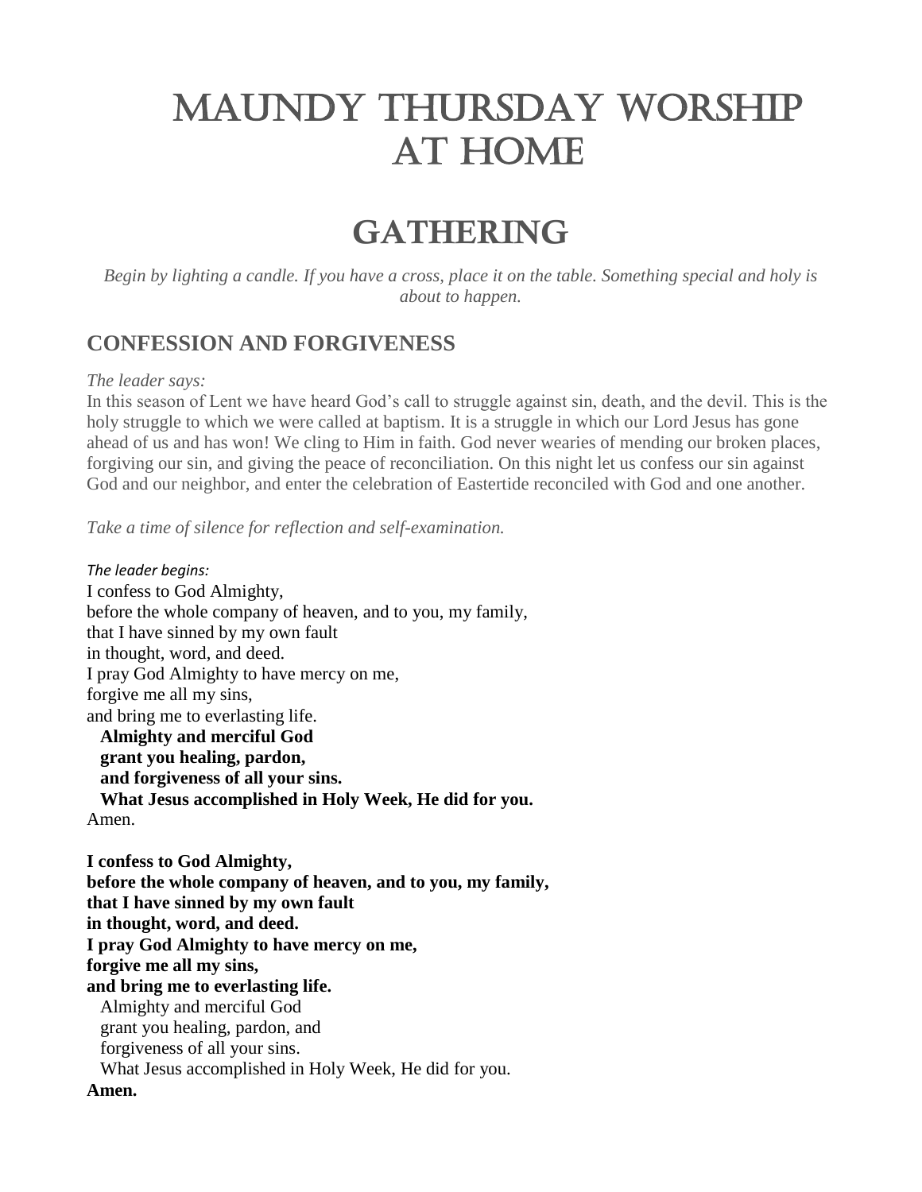# Maundy Thursday Worship at Home

# Gathering

*Begin by lighting a candle. If you have a cross, place it on the table. Something special and holy is about to happen.*

## CONFESSION AND FORGIVENESS

*The leader says:*

In this season of Lent we have heard God's call to struggle against sin, death, and the devil. This is the holy struggle to which we were called at baptism. It is a struggle in which our Lord Jesus has gone ahead of us and has won! We cling to Him in faith. God never wearies of mending our broken places, forgiving our sin, and giving the peace of reconciliation. On this night let us confess our sin against God and our neighbor, and enter the celebration of Eastertide reconciled with God and one another.

*Take a time of silence for reflection and self-examination.*

*The leader begins:*

I confess to God Almighty,
before the whole company of heaven, and to you, my family,
that I have sinned by my own fault
in thought, word, and deed.
I pray God Almighty to have mercy on me,
forgive me all my sins,
and bring me to everlasting life.

**Almighty and merciful God**
**grant you healing, pardon,**
**and forgiveness of all your sins.**
**What Jesus accomplished in Holy Week, He did for you.**

Amen.

**I confess to God Almighty,**
**before the whole company of heaven, and to you, my family,**
**that I have sinned by my own fault**
**in thought, word, and deed.**
**I pray God Almighty to have mercy on me,**
**forgive me all my sins,**
**and bring me to everlasting life.**

Almighty and merciful God
grant you healing, pardon, and
forgiveness of all your sins.
What Jesus accomplished in Holy Week, He did for you.

**Amen.**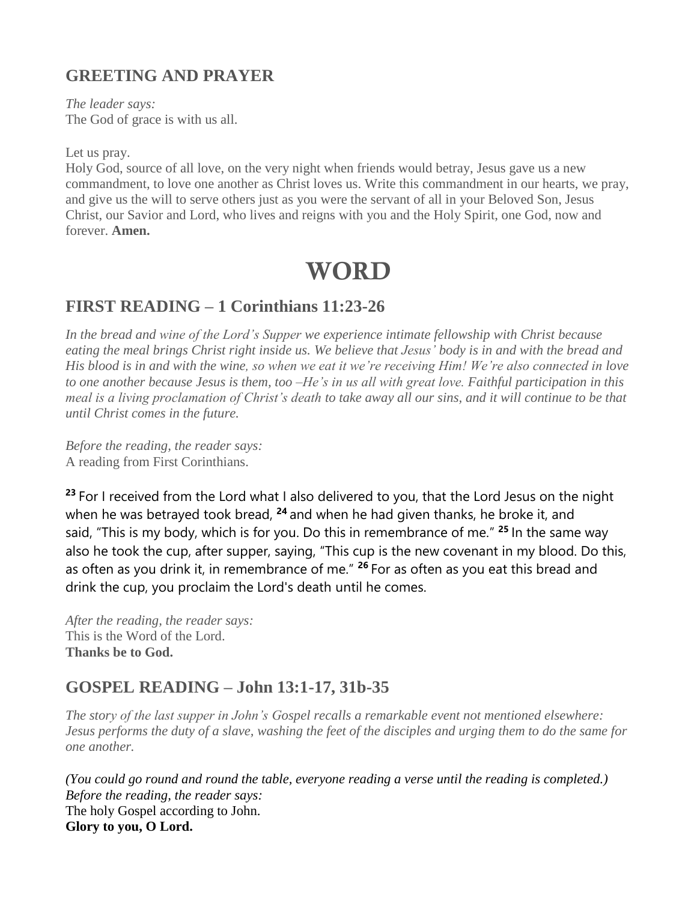## GREETING AND PRAYER

*The leader says:*
The God of grace is with us all.

Let us pray.
Holy God, source of all love, on the very night when friends would betray, Jesus gave us a new commandment, to love one another as Christ loves us. Write this commandment in our hearts, we pray, and give us the will to serve others just as you were the servant of all in your Beloved Son, Jesus Christ, our Savior and Lord, who lives and reigns with you and the Holy Spirit, one God, now and forever. **Amen.**

# WORD

## FIRST READING – 1 Corinthians 11:23-26

*In the bread and wine of the Lord's Supper we experience intimate fellowship with Christ because eating the meal brings Christ right inside us. We believe that Jesus' body is in and with the bread and His blood is in and with the wine, so when we eat it we're receiving Him! We're also connected in love to one another because Jesus is them, too –He's in us all with great love. Faithful participation in this meal is a living proclamation of Christ's death to take away all our sins, and it will continue to be that until Christ comes in the future.*

*Before the reading, the reader says:*
A reading from First Corinthians.

**23** For I received from the Lord what I also delivered to you, that the Lord Jesus on the night when he was betrayed took bread, **24** and when he had given thanks, he broke it, and said, "This is my body, which is for you. Do this in remembrance of me." **25** In the same way also he took the cup, after supper, saying, "This cup is the new covenant in my blood. Do this, as often as you drink it, in remembrance of me." **26** For as often as you eat this bread and drink the cup, you proclaim the Lord's death until he comes.

*After the reading, the reader says:*
This is the Word of the Lord.
**Thanks be to God.**

## GOSPEL READING – John 13:1-17, 31b-35

*The story of the last supper in John's Gospel recalls a remarkable event not mentioned elsewhere: Jesus performs the duty of a slave, washing the feet of the disciples and urging them to do the same for one another.*

*(You could go round and round the table, everyone reading a verse until the reading is completed.)*
*Before the reading, the reader says:*
The holy Gospel according to John.
**Glory to you, O Lord.**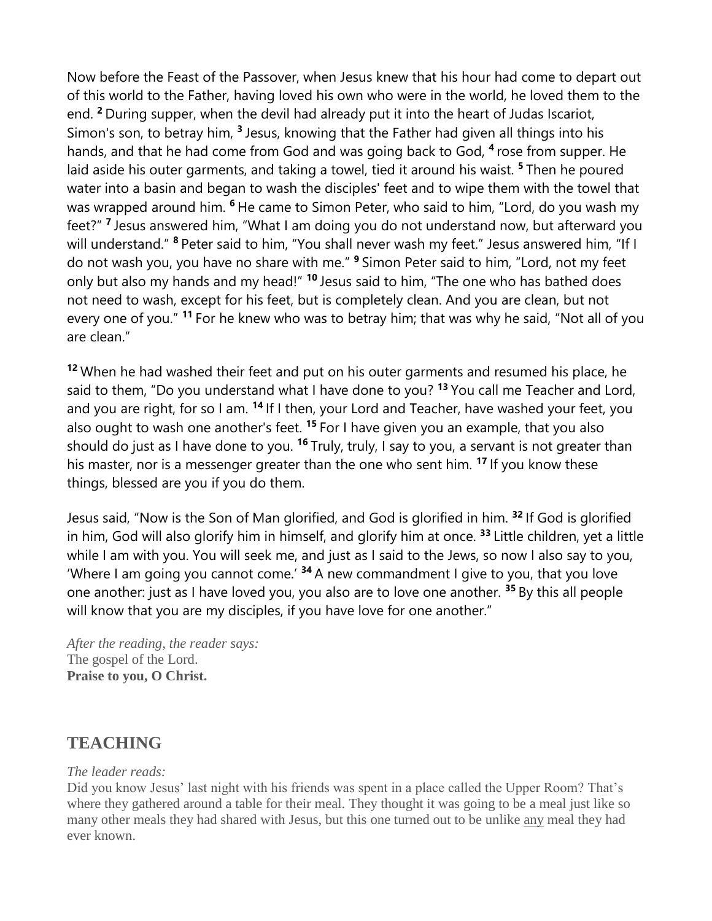Now before the Feast of the Passover, when Jesus knew that his hour had come to depart out of this world to the Father, having loved his own who were in the world, he loved them to the end. **2** During supper, when the devil had already put it into the heart of Judas Iscariot, Simon's son, to betray him, **3** Jesus, knowing that the Father had given all things into his hands, and that he had come from God and was going back to God, **4** rose from supper. He laid aside his outer garments, and taking a towel, tied it around his waist. **5** Then he poured water into a basin and began to wash the disciples' feet and to wipe them with the towel that was wrapped around him. **6** He came to Simon Peter, who said to him, "Lord, do you wash my feet?" **7** Jesus answered him, "What I am doing you do not understand now, but afterward you will understand." **8** Peter said to him, "You shall never wash my feet." Jesus answered him, "If I do not wash you, you have no share with me." **9** Simon Peter said to him, "Lord, not my feet only but also my hands and my head!" **10** Jesus said to him, "The one who has bathed does not need to wash, except for his feet, but is completely clean. And you are clean, but not every one of you." **11** For he knew who was to betray him; that was why he said, "Not all of you are clean."

**12** When he had washed their feet and put on his outer garments and resumed his place, he said to them, "Do you understand what I have done to you? **13** You call me Teacher and Lord, and you are right, for so I am. **14** If I then, your Lord and Teacher, have washed your feet, you also ought to wash one another's feet. **15** For I have given you an example, that you also should do just as I have done to you. **16** Truly, truly, I say to you, a servant is not greater than his master, nor is a messenger greater than the one who sent him. **17** If you know these things, blessed are you if you do them.

Jesus said, "Now is the Son of Man glorified, and God is glorified in him. **32** If God is glorified in him, God will also glorify him in himself, and glorify him at once. **33** Little children, yet a little while I am with you. You will seek me, and just as I said to the Jews, so now I also say to you, 'Where I am going you cannot come.' **34** A new commandment I give to you, that you love one another: just as I have loved you, you also are to love one another. **35** By this all people will know that you are my disciples, if you have love for one another."

*After the reading, the reader says:*
The gospel of the Lord.
**Praise to you, O Christ.**

## TEACHING

*The leader reads:*
Did you know Jesus' last night with his friends was spent in a place called the Upper Room? That's where they gathered around a table for their meal. They thought it was going to be a meal just like so many other meals they had shared with Jesus, but this one turned out to be unlike <u>any</u> meal they had ever known.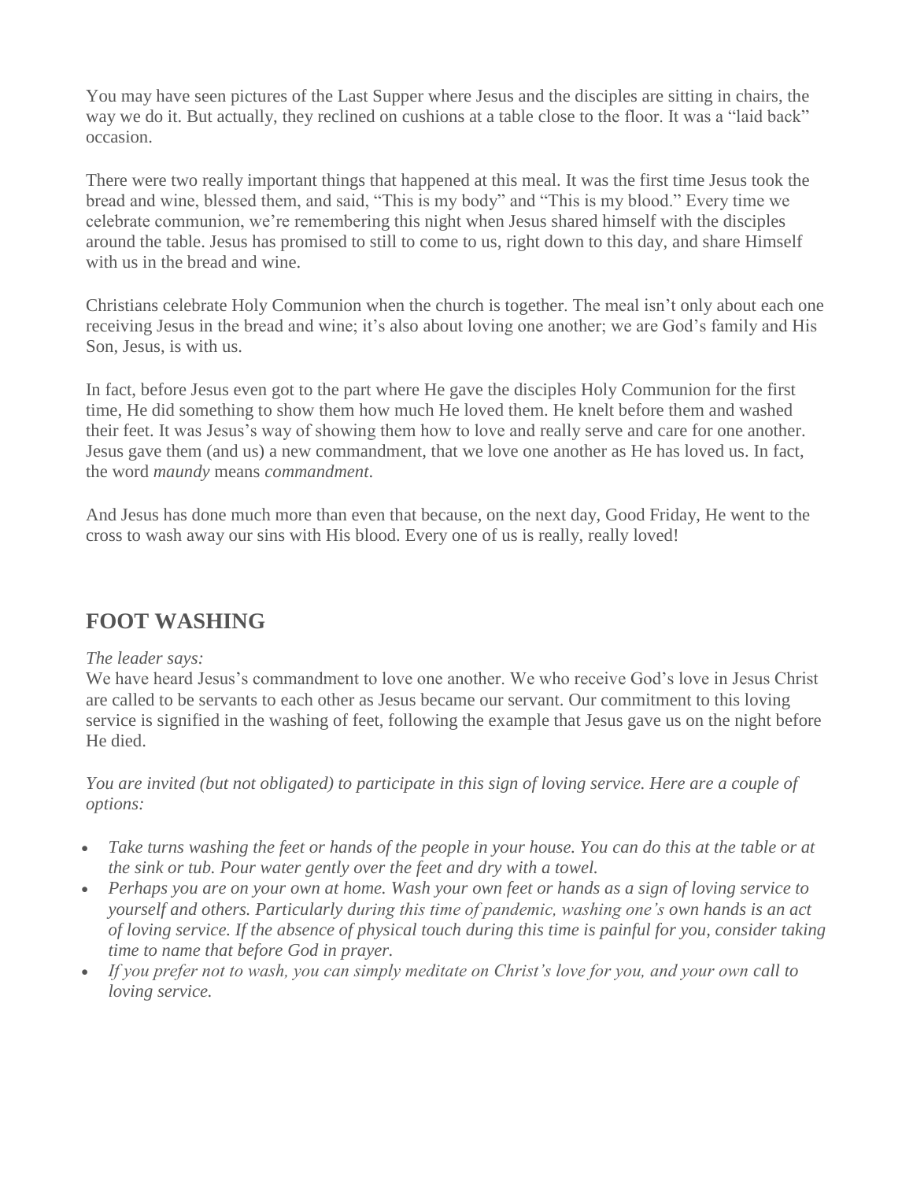You may have seen pictures of the Last Supper where Jesus and the disciples are sitting in chairs, the way we do it. But actually, they reclined on cushions at a table close to the floor. It was a "laid back" occasion.

There were two really important things that happened at this meal. It was the first time Jesus took the bread and wine, blessed them, and said, "This is my body" and "This is my blood." Every time we celebrate communion, we're remembering this night when Jesus shared himself with the disciples around the table. Jesus has promised to still to come to us, right down to this day, and share Himself with us in the bread and wine.

Christians celebrate Holy Communion when the church is together. The meal isn't only about each one receiving Jesus in the bread and wine; it's also about loving one another; we are God's family and His Son, Jesus, is with us.

In fact, before Jesus even got to the part where He gave the disciples Holy Communion for the first time, He did something to show them how much He loved them. He knelt before them and washed their feet. It was Jesus's way of showing them how to love and really serve and care for one another. Jesus gave them (and us) a new commandment, that we love one another as He has loved us. In fact, the word *maundy* means *commandment*.

And Jesus has done much more than even that because, on the next day, Good Friday, He went to the cross to wash away our sins with His blood. Every one of us is really, really loved!

## FOOT WASHING

*The leader says:*
We have heard Jesus's commandment to love one another. We who receive God's love in Jesus Christ are called to be servants to each other as Jesus became our servant. Our commitment to this loving service is signified in the washing of feet, following the example that Jesus gave us on the night before He died.

*You are invited (but not obligated) to participate in this sign of loving service. Here are a couple of options:*

- *Take turns washing the feet or hands of the people in your house. You can do this at the table or at the sink or tub. Pour water gently over the feet and dry with a towel.*
- *Perhaps you are on your own at home. Wash your own feet or hands as a sign of loving service to yourself and others. Particularly during this time of pandemic, washing one's own hands is an act of loving service. If the absence of physical touch during this time is painful for you, consider taking time to name that before God in prayer.*
- *If you prefer not to wash, you can simply meditate on Christ's love for you, and your own call to loving service.*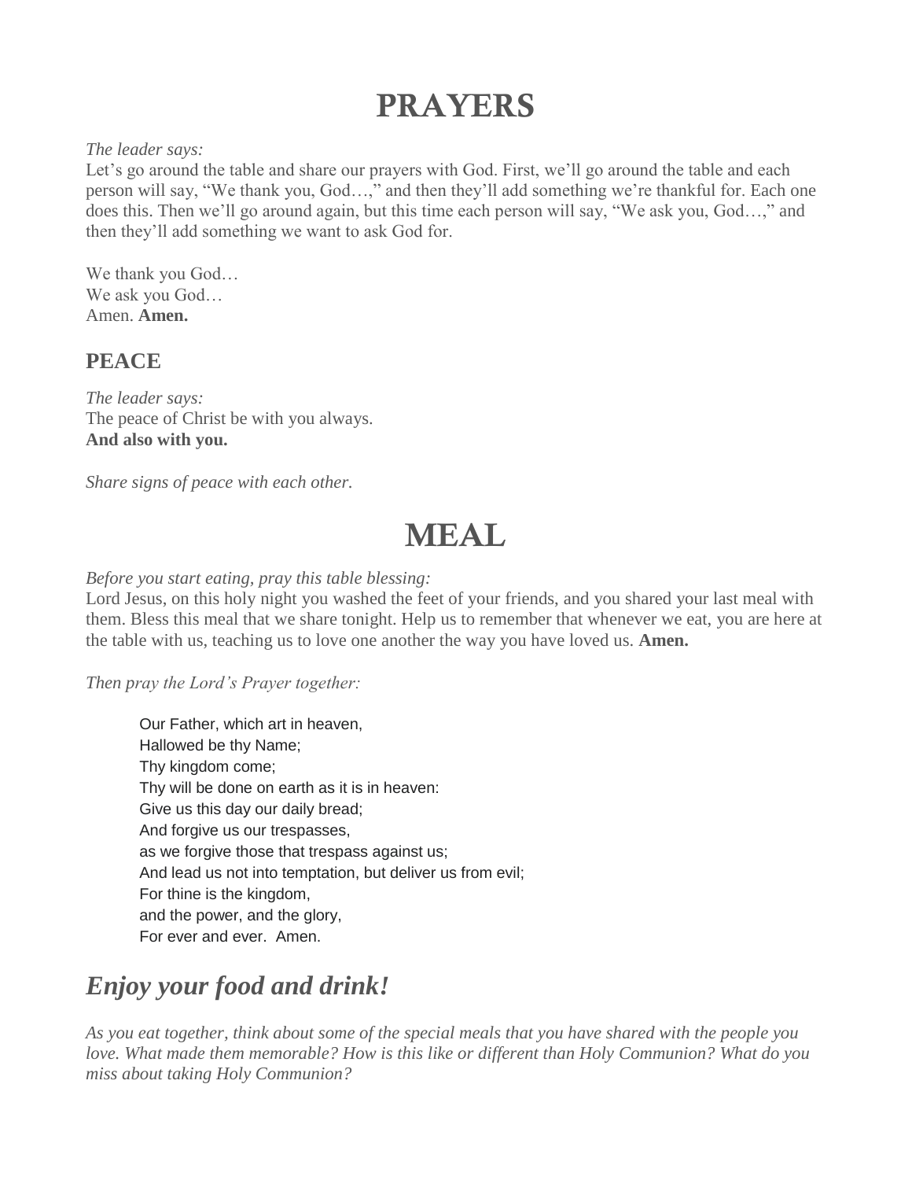# PRAYERS

*The leader says:*
Let's go around the table and share our prayers with God. First, we'll go around the table and each person will say, "We thank you, God…," and then they'll add something we're thankful for. Each one does this. Then we'll go around again, but this time each person will say, "We ask you, God…," and then they'll add something we want to ask God for.

We thank you God…
We ask you God…
Amen. **Amen.**

## PEACE

*The leader says:*
The peace of Christ be with you always.
**And also with you.**

*Share signs of peace with each other.*

# MEAL

*Before you start eating, pray this table blessing:*
Lord Jesus, on this holy night you washed the feet of your friends, and you shared your last meal with them. Bless this meal that we share tonight. Help us to remember that whenever we eat, you are here at the table with us, teaching us to love one another the way you have loved us. **Amen.**

*Then pray the Lord's Prayer together:*

> Our Father, which art in heaven,
> Hallowed be thy Name;
> Thy kingdom come;
> Thy will be done on earth as it is in heaven:
> Give us this day our daily bread;
> And forgive us our trespasses,
> as we forgive those that trespass against us;
> And lead us not into temptation, but deliver us from evil;
> For thine is the kingdom,
> and the power, and the glory,
> For ever and ever. Amen.

## *Enjoy your food and drink!*

*As you eat together, think about some of the special meals that you have shared with the people you love. What made them memorable? How is this like or different than Holy Communion? What do you miss about taking Holy Communion?*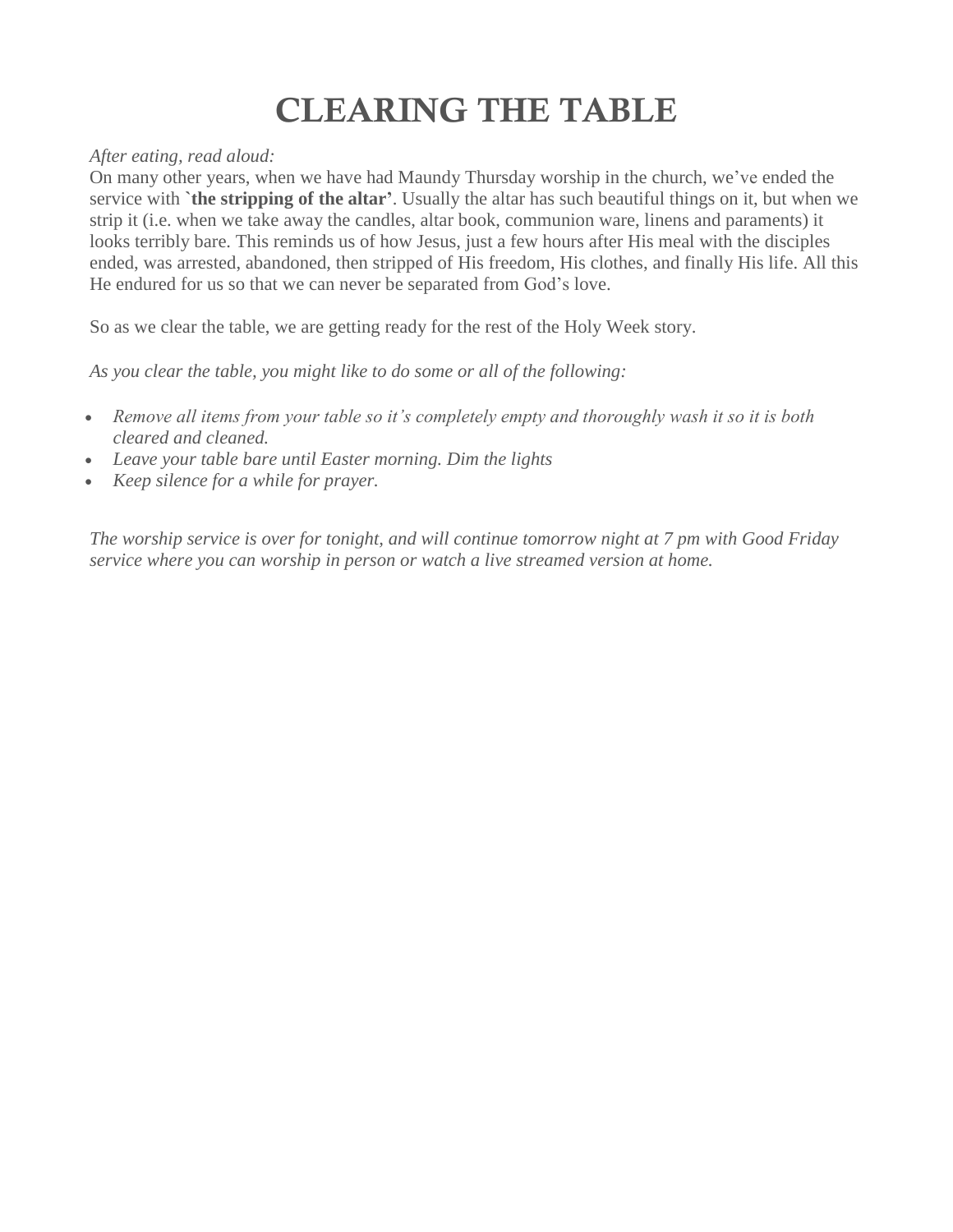# CLEARING THE TABLE

*After eating, read aloud:*

On many other years, when we have had Maundy Thursday worship in the church, we've ended the service with `**the stripping of the altar**'. Usually the altar has such beautiful things on it, but when we strip it (i.e. when we take away the candles, altar book, communion ware, linens and paraments) it looks terribly bare. This reminds us of how Jesus, just a few hours after His meal with the disciples ended, was arrested, abandoned, then stripped of His freedom, His clothes, and finally His life. All this He endured for us so that we can never be separated from God's love.

So as we clear the table, we are getting ready for the rest of the Holy Week story.

*As you clear the table, you might like to do some or all of the following:*

- *Remove all items from your table so it's completely empty and thoroughly wash it so it is both cleared and cleaned.*
- *Leave your table bare until Easter morning. Dim the lights*
- *Keep silence for a while for prayer.*

*The worship service is over for tonight, and will continue tomorrow night at 7 pm with Good Friday service where you can worship in person or watch a live streamed version at home.*